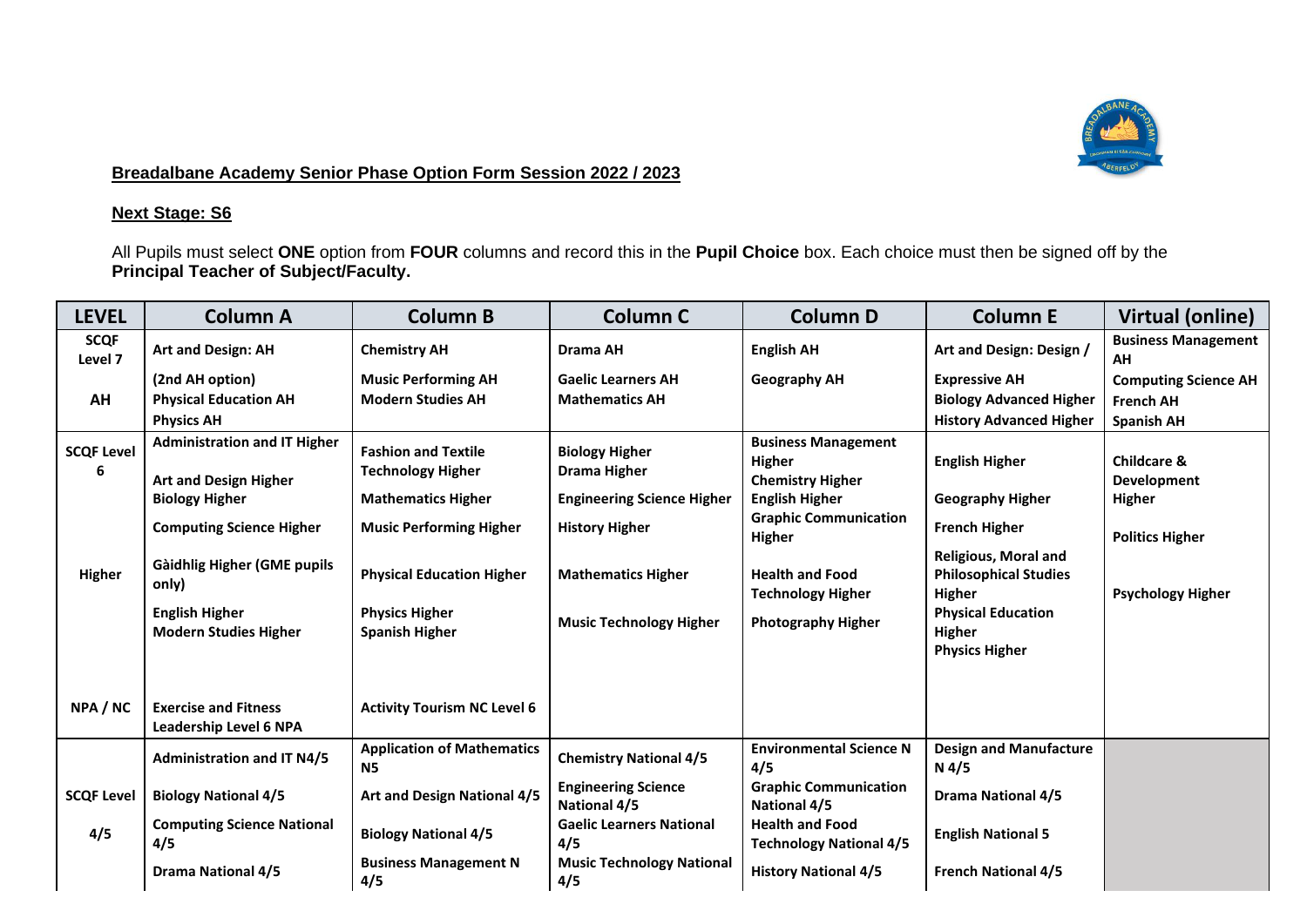**Breadalbane Academy Senior Phase Option Form Session 2022 / 2023**

**Next Stage: S6**

All Pupils must select **ONE** option from **FOUR** columns and record this in the **Pupil Choice** box. Each choice must then be signed off by the **Principal Teacher of Subject/Faculty.**

| LEVEL | Column A | Column B | Column C | Column D | Column E | Virtual (online) |
|---|---|---|---|---|---|---|
| **SCQF Level 7**<br><br>**AH** | **Art and Design: AH**<br>**(2nd AH option)**<br>**Physical Education AH**<br>**Physics AH** | **Chemistry AH**<br>**Music Performing AH**<br>**Modern Studies AH** | **Drama AH**<br>**Gaelic Learners AH**<br>**Mathematics AH** | **English AH**<br>**Geography AH** | **Art and Design: Design / Expressive AH**<br>**Biology Advanced Higher**<br>**History Advanced Higher** | **Business Management AH**<br>**Computing Science AH**<br>**French AH**<br>**Spanish AH** |
| **SCQF Level 6**<br><br>**Higher** | **Administration and IT Higher**<br>**Art and Design Higher**<br>**Biology Higher**<br>**Computing Science Higher**<br>**Gàidhlig Higher (GME pupils only)**<br>**English Higher**<br>**Modern Studies Higher** | **Fashion and Textile Technology Higher**<br>**Mathematics Higher**<br>**Music Performing Higher**<br>**Physical Education Higher**<br>**Physics Higher**<br>**Spanish Higher** | **Biology Higher**<br>**Drama Higher**<br>**Engineering Science Higher**<br>**History Higher**<br>**Mathematics Higher**<br>**Music Technology Higher** | **Business Management Higher**<br>**Chemistry Higher**<br>**English Higher**<br>**Graphic Communication Higher**<br>**Health and Food Technology Higher**<br>**Photography Higher** | **English Higher**<br>**Geography Higher**<br>**French Higher**<br>**Religious, Moral and Philosophical Studies Higher**<br>**Physical Education Higher**<br>**Physics Higher** | **Childcare & Development Higher**<br>**Politics Higher**<br>**Psychology Higher** |
| **NPA / NC** | **Exercise and Fitness Leadership Level 6 NPA** | **Activity Tourism NC Level 6** | | | | |
| **SCQF Level**<br><br>**4/5** | **Administration and IT N4/5**<br>**Biology National 4/5**<br>**Computing Science National 4/5**<br>**Drama National 4/5** | **Application of Mathematics N5**<br>**Art and Design National 4/5**<br>**Biology National 4/5**<br>**Business Management N 4/5** | **Chemistry National 4/5**<br>**Engineering Science National 4/5**<br>**Gaelic Learners National 4/5**<br>**Music Technology National 4/5** | **Environmental Science N 4/5**<br>**Graphic Communication National 4/5**<br>**Health and Food Technology National 4/5**<br>**History National 4/5** | **Design and Manufacture N 4/5**<br>**Drama National 4/5**<br>**English National 5**<br>**French National 4/5** | |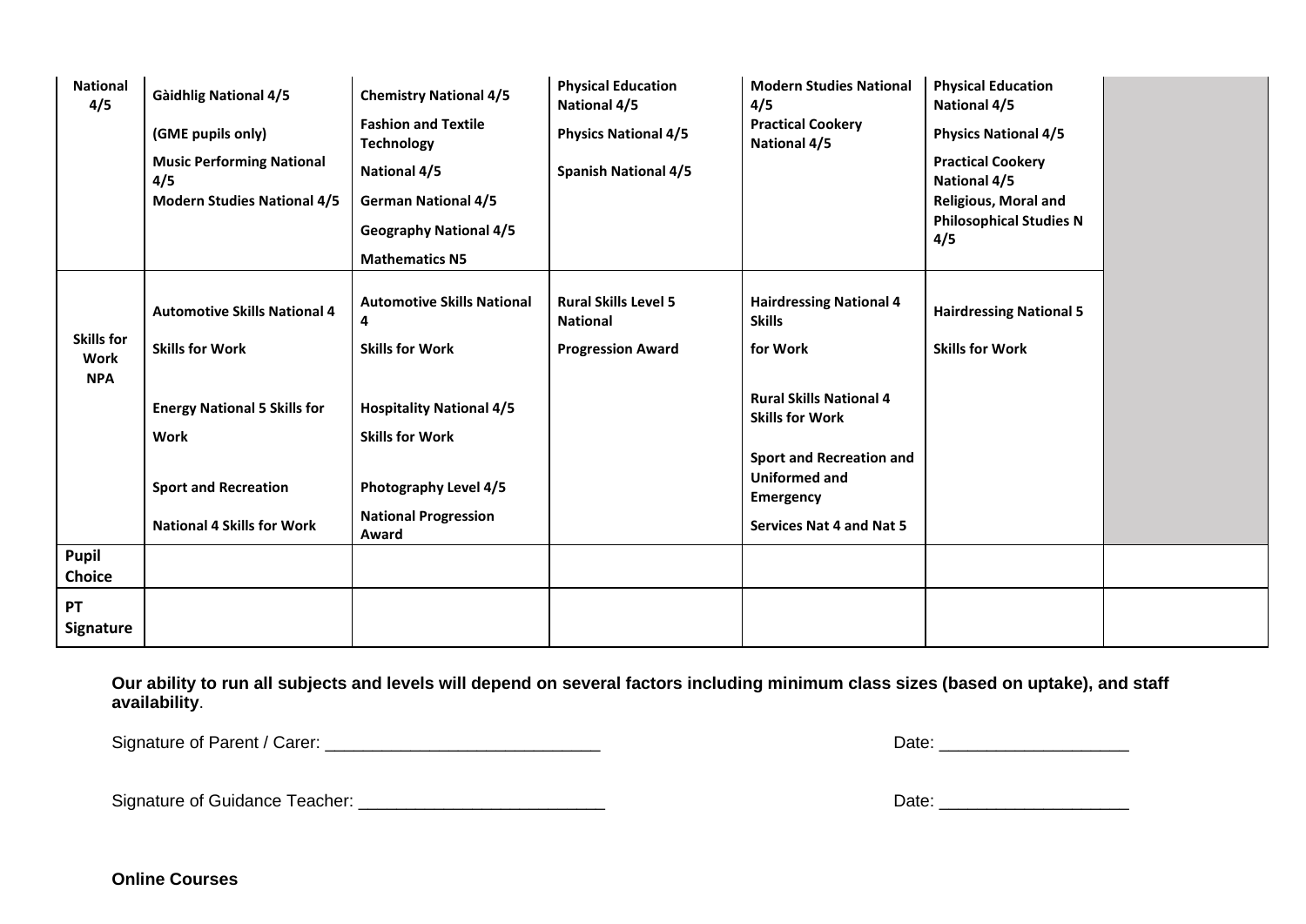| National 4/5 | Gàidhlig National 4/5<br><br>(GME pupils only)<br><br>Music Performing National 4/5<br><br>Modern Studies National 4/5 | Chemistry National 4/5<br><br>Fashion and Textile Technology<br><br>National 4/5<br><br>German National 4/5<br><br>Geography National 4/5<br><br>Mathematics N5 | Physical Education National 4/5<br><br>Physics National 4/5<br><br>Spanish National 4/5 | Modern Studies National 4/5<br><br>Practical Cookery National 4/5 | Physical Education National 4/5<br><br>Physics National 4/5<br><br>Practical Cookery National 4/5<br><br>Religious, Moral and Philosophical Studies N 4/5 | |
|---|---|---|---|---|---|---|
| Skills for Work NPA | Automotive Skills National 4<br><br>Skills for Work<br><br>Energy National 5 Skills for<br><br>Work<br><br>Sport and Recreation<br><br>National 4 Skills for Work | Automotive Skills National 4<br><br>Skills for Work<br><br>Hospitality National 4/5<br><br>Skills for Work<br><br>Photography Level 4/5<br><br>National Progression Award | Rural Skills Level 5 National<br><br>Progression Award | Hairdressing National 4 Skills<br><br>for Work<br><br>Rural Skills National 4 Skills for Work<br><br>Sport and Recreation and Uniformed and Emergency<br><br>Services Nat 4 and Nat 5 | Hairdressing National 5<br><br>Skills for Work | |
| Pupil Choice | | | | | | |
| PT Signature | | | | | | |

**Our ability to run all subjects and levels will depend on several factors including minimum class sizes (based on uptake), and staff availability**.

Signature of Parent / Carer: _____________________________ Date: ____________________

Signature of Guidance Teacher: _________________________ Date: ____________________

**Online Courses**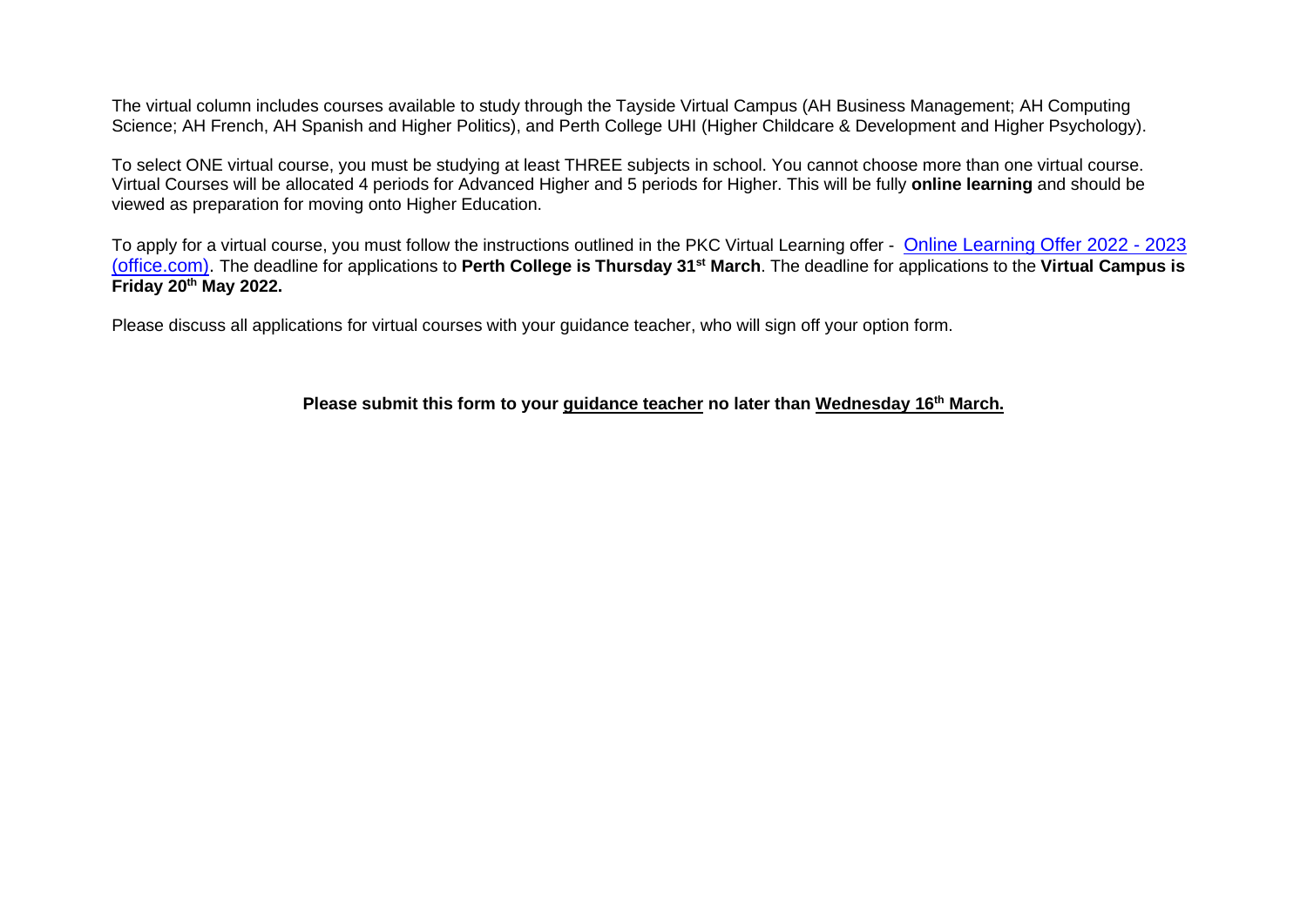The virtual column includes courses available to study through the Tayside Virtual Campus (AH Business Management; AH Computing Science; AH French, AH Spanish and Higher Politics), and Perth College UHI (Higher Childcare & Development and Higher Psychology).

To select ONE virtual course, you must be studying at least THREE subjects in school. You cannot choose more than one virtual course. Virtual Courses will be allocated 4 periods for Advanced Higher and 5 periods for Higher. This will be fully **online learning** and should be viewed as preparation for moving onto Higher Education.

To apply for a virtual course, you must follow the instructions outlined in the PKC Virtual Learning offer - Online Learning Offer 2022 - 2023 (office.com). The deadline for applications to **Perth College is Thursday 31st March**. The deadline for applications to the **Virtual Campus is Friday 20th May 2022.**

Please discuss all applications for virtual courses with your guidance teacher, who will sign off your option form.

**Please submit this form to your guidance teacher no later than Wednesday 16th March.**